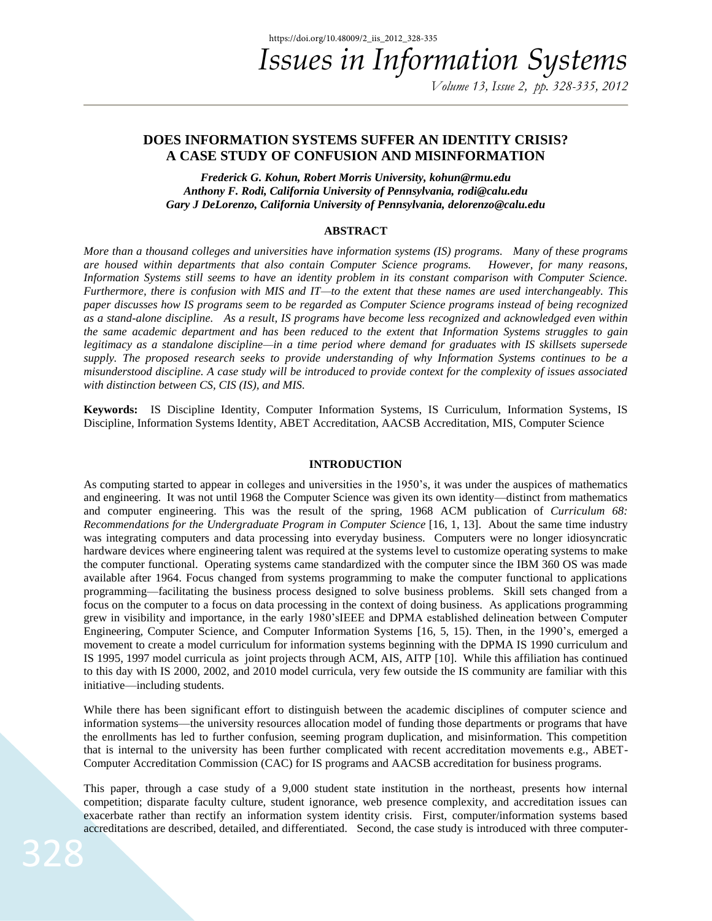# DOES INFORMATION SYSTEMS SUFFER AN IDENTITY CRISIS? A CASE STUDY OF CONFUSION AND MISINFORMATION

***Frederick G. Kohun, Robert Morris University, kohun@rmu.edu***
***Anthony F. Rodi, California University of Pennsylvania, rodi@calu.edu***
***Gary J DeLorenzo, California University of Pennsylvania, delorenzo@calu.edu***

## ABSTRACT

*More than a thousand colleges and universities have information systems (IS) programs. Many of these programs are housed within departments that also contain Computer Science programs. However, for many reasons, Information Systems still seems to have an identity problem in its constant comparison with Computer Science. Furthermore, there is confusion with MIS and IT—to the extent that these names are used interchangeably. This paper discusses how IS programs seem to be regarded as Computer Science programs instead of being recognized as a stand-alone discipline. As a result, IS programs have become less recognized and acknowledged even within the same academic department and has been reduced to the extent that Information Systems struggles to gain legitimacy as a standalone discipline—in a time period where demand for graduates with IS skillsets supersede supply. The proposed research seeks to provide understanding of why Information Systems continues to be a misunderstood discipline. A case study will be introduced to provide context for the complexity of issues associated with distinction between CS, CIS (IS), and MIS.*

**Keywords:** IS Discipline Identity, Computer Information Systems, IS Curriculum, Information Systems, IS Discipline, Information Systems Identity, ABET Accreditation, AACSB Accreditation, MIS, Computer Science

## INTRODUCTION

As computing started to appear in colleges and universities in the 1950's, it was under the auspices of mathematics and engineering. It was not until 1968 the Computer Science was given its own identity—distinct from mathematics and computer engineering. This was the result of the spring, 1968 ACM publication of *Curriculum 68: Recommendations for the Undergraduate Program in Computer Science* [16, 1, 13]. About the same time industry was integrating computers and data processing into everyday business. Computers were no longer idiosyncratic hardware devices where engineering talent was required at the systems level to customize operating systems to make the computer functional. Operating systems came standardized with the computer since the IBM 360 OS was made available after 1964. Focus changed from systems programming to make the computer functional to applications programming—facilitating the business process designed to solve business problems. Skill sets changed from a focus on the computer to a focus on data processing in the context of doing business. As applications programming grew in visibility and importance, in the early 1980'sIEEE and DPMA established delineation between Computer Engineering, Computer Science, and Computer Information Systems [16, 5, 15). Then, in the 1990's, emerged a movement to create a model curriculum for information systems beginning with the DPMA IS 1990 curriculum and IS 1995, 1997 model curricula as joint projects through ACM, AIS, AITP [10]. While this affiliation has continued to this day with IS 2000, 2002, and 2010 model curricula, very few outside the IS community are familiar with this initiative—including students.

While there has been significant effort to distinguish between the academic disciplines of computer science and information systems—the university resources allocation model of funding those departments or programs that have the enrollments has led to further confusion, seeming program duplication, and misinformation. This competition that is internal to the university has been further complicated with recent accreditation movements e.g., ABET-Computer Accreditation Commission (CAC) for IS programs and AACSB accreditation for business programs.

This paper, through a case study of a 9,000 student state institution in the northeast, presents how internal competition; disparate faculty culture, student ignorance, web presence complexity, and accreditation issues can exacerbate rather than rectify an information system identity crisis. First, computer/information systems based accreditations are described, detailed, and differentiated. Second, the case study is introduced with three computer-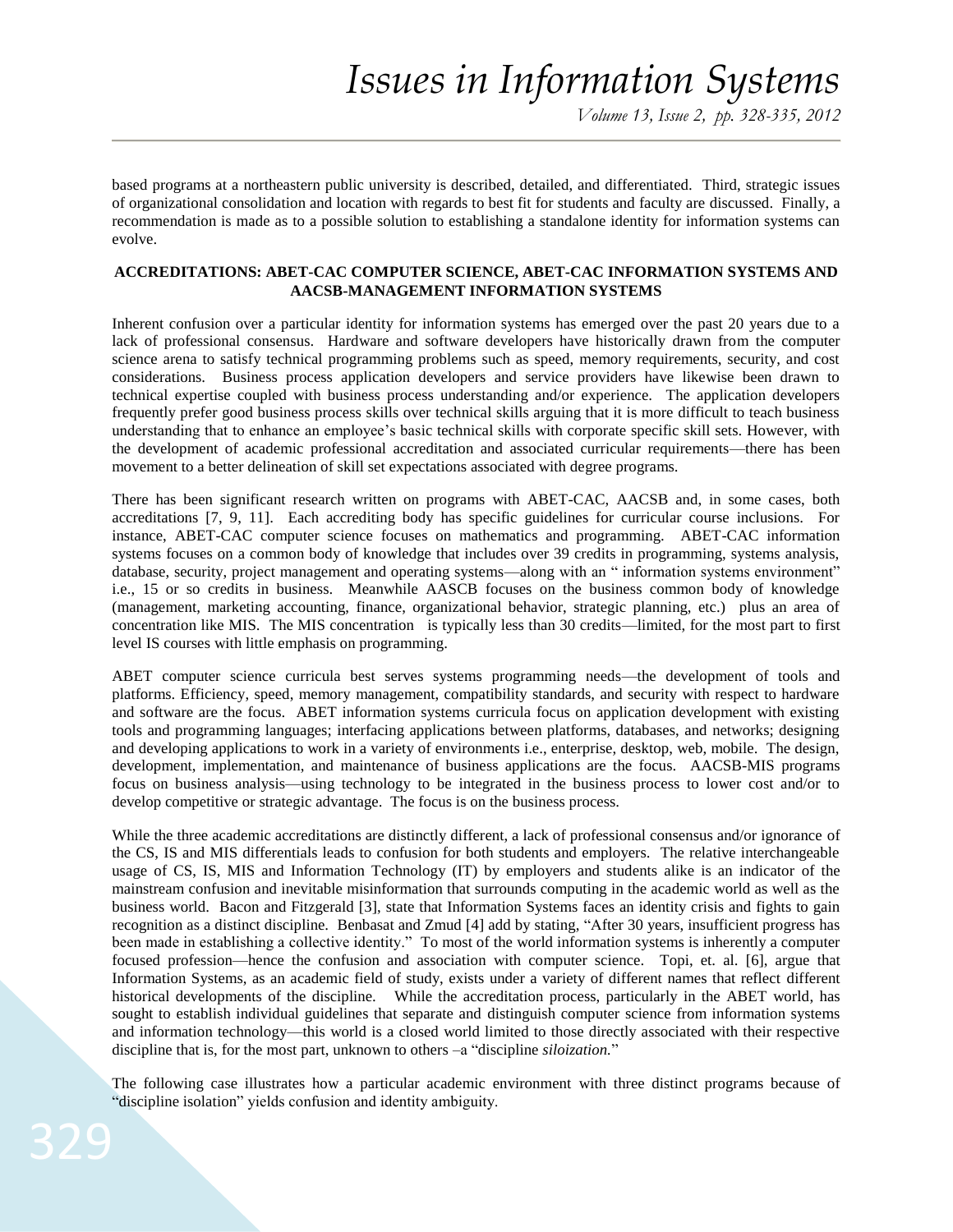based programs at a northeastern public university is described, detailed, and differentiated. Third, strategic issues of organizational consolidation and location with regards to best fit for students and faculty are discussed. Finally, a recommendation is made as to a possible solution to establishing a standalone identity for information systems can evolve.

## ACCREDITATIONS: ABET-CAC COMPUTER SCIENCE, ABET-CAC INFORMATION SYSTEMS AND AACSB-MANAGEMENT INFORMATION SYSTEMS

Inherent confusion over a particular identity for information systems has emerged over the past 20 years due to a lack of professional consensus. Hardware and software developers have historically drawn from the computer science arena to satisfy technical programming problems such as speed, memory requirements, security, and cost considerations. Business process application developers and service providers have likewise been drawn to technical expertise coupled with business process understanding and/or experience. The application developers frequently prefer good business process skills over technical skills arguing that it is more difficult to teach business understanding that to enhance an employee's basic technical skills with corporate specific skill sets. However, with the development of academic professional accreditation and associated curricular requirements—there has been movement to a better delineation of skill set expectations associated with degree programs.

There has been significant research written on programs with ABET-CAC, AACSB and, in some cases, both accreditations [7, 9, 11]. Each accrediting body has specific guidelines for curricular course inclusions. For instance, ABET-CAC computer science focuses on mathematics and programming. ABET-CAC information systems focuses on a common body of knowledge that includes over 39 credits in programming, systems analysis, database, security, project management and operating systems—along with an " information systems environment" i.e., 15 or so credits in business. Meanwhile AASCB focuses on the business common body of knowledge (management, marketing accounting, finance, organizational behavior, strategic planning, etc.) plus an area of concentration like MIS. The MIS concentration is typically less than 30 credits—limited, for the most part to first level IS courses with little emphasis on programming.

ABET computer science curricula best serves systems programming needs—the development of tools and platforms. Efficiency, speed, memory management, compatibility standards, and security with respect to hardware and software are the focus. ABET information systems curricula focus on application development with existing tools and programming languages; interfacing applications between platforms, databases, and networks; designing and developing applications to work in a variety of environments i.e., enterprise, desktop, web, mobile. The design, development, implementation, and maintenance of business applications are the focus. AACSB-MIS programs focus on business analysis—using technology to be integrated in the business process to lower cost and/or to develop competitive or strategic advantage. The focus is on the business process.

While the three academic accreditations are distinctly different, a lack of professional consensus and/or ignorance of the CS, IS and MIS differentials leads to confusion for both students and employers. The relative interchangeable usage of CS, IS, MIS and Information Technology (IT) by employers and students alike is an indicator of the mainstream confusion and inevitable misinformation that surrounds computing in the academic world as well as the business world. Bacon and Fitzgerald [3], state that Information Systems faces an identity crisis and fights to gain recognition as a distinct discipline. Benbasat and Zmud [4] add by stating, "After 30 years, insufficient progress has been made in establishing a collective identity." To most of the world information systems is inherently a computer focused profession—hence the confusion and association with computer science. Topi, et. al. [6], argue that Information Systems, as an academic field of study, exists under a variety of different names that reflect different historical developments of the discipline. While the accreditation process, particularly in the ABET world, has sought to establish individual guidelines that separate and distinguish computer science from information systems and information technology—this world is a closed world limited to those directly associated with their respective discipline that is, for the most part, unknown to others –a "discipline *siloization.*"

The following case illustrates how a particular academic environment with three distinct programs because of "discipline isolation" yields confusion and identity ambiguity.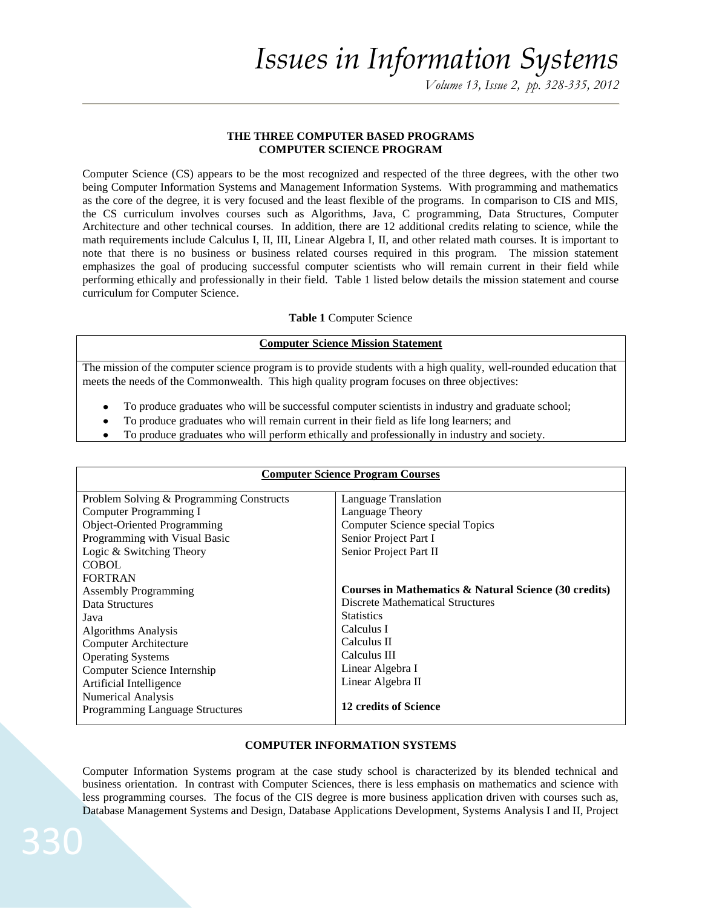## THE THREE COMPUTER BASED PROGRAMS
## COMPUTER SCIENCE PROGRAM

Computer Science (CS) appears to be the most recognized and respected of the three degrees, with the other two being Computer Information Systems and Management Information Systems. With programming and mathematics as the core of the degree, it is very focused and the least flexible of the programs. In comparison to CIS and MIS, the CS curriculum involves courses such as Algorithms, Java, C programming, Data Structures, Computer Architecture and other technical courses. In addition, there are 12 additional credits relating to science, while the math requirements include Calculus I, II, III, Linear Algebra I, II, and other related math courses. It is important to note that there is no business or business related courses required in this program. The mission statement emphasizes the goal of producing successful computer scientists who will remain current in their field while performing ethically and professionally in their field. Table 1 listed below details the mission statement and course curriculum for Computer Science.

**Table 1** Computer Science

| **Computer Science Mission Statement** |
|---|
| The mission of the computer science program is to provide students with a high quality, well-rounded education that meets the needs of the Commonwealth. This high quality program focuses on three objectives:<br>• To produce graduates who will be successful computer scientists in industry and graduate school;<br>• To produce graduates who will remain current in their field as life long learners; and<br>• To produce graduates who will perform ethically and professionally in industry and society. |

| **Computer Science Program Courses** | |
|---|---|
| Problem Solving & Programming Constructs | Language Translation |
| Computer Programming I | Language Theory |
| Object-Oriented Programming | Computer Science special Topics |
| Programming with Visual Basic | Senior Project Part I |
| Logic & Switching Theory | Senior Project Part II |
| COBOL | |
| FORTRAN | |
| Assembly Programming | **Courses in Mathematics & Natural Science (30 credits)** |
| Data Structures | Discrete Mathematical Structures |
| Java | Statistics |
| Algorithms Analysis | Calculus I |
| Computer Architecture | Calculus II |
| Operating Systems | Calculus III |
| Computer Science Internship | Linear Algebra I |
| Artificial Intelligence | Linear Algebra II |
| Numerical Analysis | |
| Programming Language Structures | **12 credits of Science** |

## COMPUTER INFORMATION SYSTEMS

Computer Information Systems program at the case study school is characterized by its blended technical and business orientation. In contrast with Computer Sciences, there is less emphasis on mathematics and science with less programming courses. The focus of the CIS degree is more business application driven with courses such as, Database Management Systems and Design, Database Applications Development, Systems Analysis I and II, Project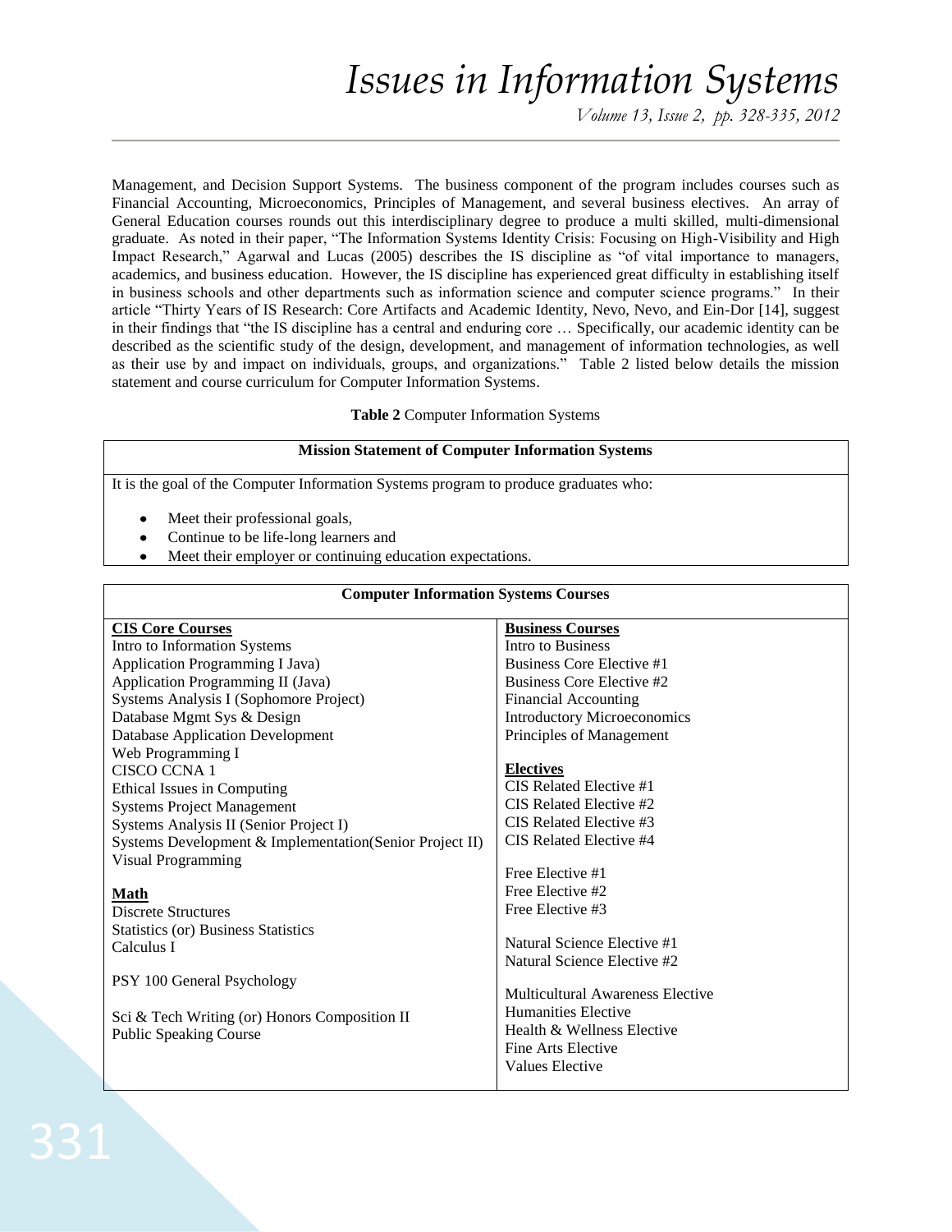Management, and Decision Support Systems. The business component of the program includes courses such as Financial Accounting, Microeconomics, Principles of Management, and several business electives. An array of General Education courses rounds out this interdisciplinary degree to produce a multi skilled, multi-dimensional graduate. As noted in their paper, "The Information Systems Identity Crisis: Focusing on High-Visibility and High Impact Research," Agarwal and Lucas (2005) describes the IS discipline as "of vital importance to managers, academics, and business education. However, the IS discipline has experienced great difficulty in establishing itself in business schools and other departments such as information science and computer science programs." In their article "Thirty Years of IS Research: Core Artifacts and Academic Identity, Nevo, Nevo, and Ein-Dor [14], suggest in their findings that "the IS discipline has a central and enduring core … Specifically, our academic identity can be described as the scientific study of the design, development, and management of information technologies, as well as their use by and impact on individuals, groups, and organizations." Table 2 listed below details the mission statement and course curriculum for Computer Information Systems.

**Table 2** Computer Information Systems

| Mission Statement of Computer Information Systems |
|---|
| It is the goal of the Computer Information Systems program to produce graduates who:<br>• Meet their professional goals,<br>• Continue to be life-long learners and<br>• Meet their employer or continuing education expectations. |

| Computer Information Systems Courses | |
|---|---|
| **CIS Core Courses** | **Business Courses** |
| Intro to Information Systems | Intro to Business |
| Application Programming I Java) | Business Core Elective #1 |
| Application Programming II (Java) | Business Core Elective #2 |
| Systems Analysis I (Sophomore Project) | Financial Accounting |
| Database Mgmt Sys & Design | Introductory Microeconomics |
| Database Application Development | Principles of Management |
| Web Programming I | |
| CISCO CCNA 1 | **Electives** |
| Ethical Issues in Computing | CIS Related Elective #1 |
| Systems Project Management | CIS Related Elective #2 |
| Systems Analysis II (Senior Project I) | CIS Related Elective #3 |
| Systems Development & Implementation(Senior Project II) | CIS Related Elective #4 |
| Visual Programming | |
| | Free Elective #1 |
| **Math** | Free Elective #2 |
| Discrete Structures | Free Elective #3 |
| Statistics (or) Business Statistics | |
| Calculus I | Natural Science Elective #1 |
| | Natural Science Elective #2 |
| PSY 100 General Psychology | |
| | Multicultural Awareness Elective |
| Sci & Tech Writing (or) Honors Composition II | Humanities Elective |
| Public Speaking Course | Health & Wellness Elective |
| | Fine Arts Elective |
| | Values Elective |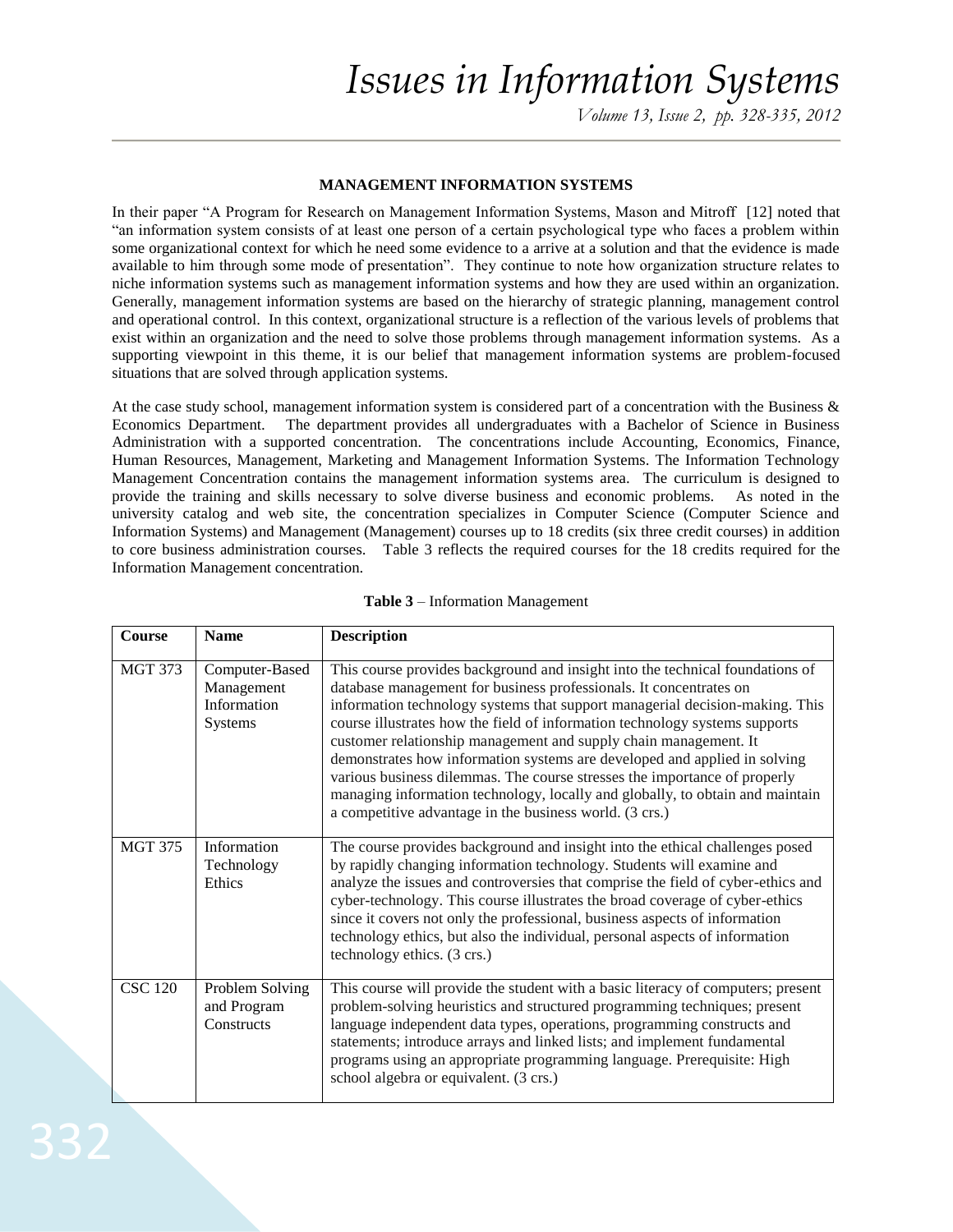### MANAGEMENT INFORMATION SYSTEMS

In their paper "A Program for Research on Management Information Systems, Mason and Mitroff [12] noted that "an information system consists of at least one person of a certain psychological type who faces a problem within some organizational context for which he need some evidence to a arrive at a solution and that the evidence is made available to him through some mode of presentation". They continue to note how organization structure relates to niche information systems such as management information systems and how they are used within an organization. Generally, management information systems are based on the hierarchy of strategic planning, management control and operational control. In this context, organizational structure is a reflection of the various levels of problems that exist within an organization and the need to solve those problems through management information systems. As a supporting viewpoint in this theme, it is our belief that management information systems are problem-focused situations that are solved through application systems.

At the case study school, management information system is considered part of a concentration with the Business & Economics Department. The department provides all undergraduates with a Bachelor of Science in Business Administration with a supported concentration. The concentrations include Accounting, Economics, Finance, Human Resources, Management, Marketing and Management Information Systems. The Information Technology Management Concentration contains the management information systems area. The curriculum is designed to provide the training and skills necessary to solve diverse business and economic problems. As noted in the university catalog and web site, the concentration specializes in Computer Science (Computer Science and Information Systems) and Management (Management) courses up to 18 credits (six three credit courses) in addition to core business administration courses. Table 3 reflects the required courses for the 18 credits required for the Information Management concentration.

**Table 3** – Information Management

| Course | Name | Description |
|---|---|---|
| MGT 373 | Computer-Based Management Information Systems | This course provides background and insight into the technical foundations of database management for business professionals. It concentrates on information technology systems that support managerial decision-making. This course illustrates how the field of information technology systems supports customer relationship management and supply chain management. It demonstrates how information systems are developed and applied in solving various business dilemmas. The course stresses the importance of properly managing information technology, locally and globally, to obtain and maintain a competitive advantage in the business world. (3 crs.) |
| MGT 375 | Information Technology Ethics | The course provides background and insight into the ethical challenges posed by rapidly changing information technology. Students will examine and analyze the issues and controversies that comprise the field of cyber-ethics and cyber-technology. This course illustrates the broad coverage of cyber-ethics since it covers not only the professional, business aspects of information technology ethics, but also the individual, personal aspects of information technology ethics. (3 crs.) |
| CSC 120 | Problem Solving and Program Constructs | This course will provide the student with a basic literacy of computers; present problem-solving heuristics and structured programming techniques; present language independent data types, operations, programming constructs and statements; introduce arrays and linked lists; and implement fundamental programs using an appropriate programming language. Prerequisite: High school algebra or equivalent. (3 crs.) |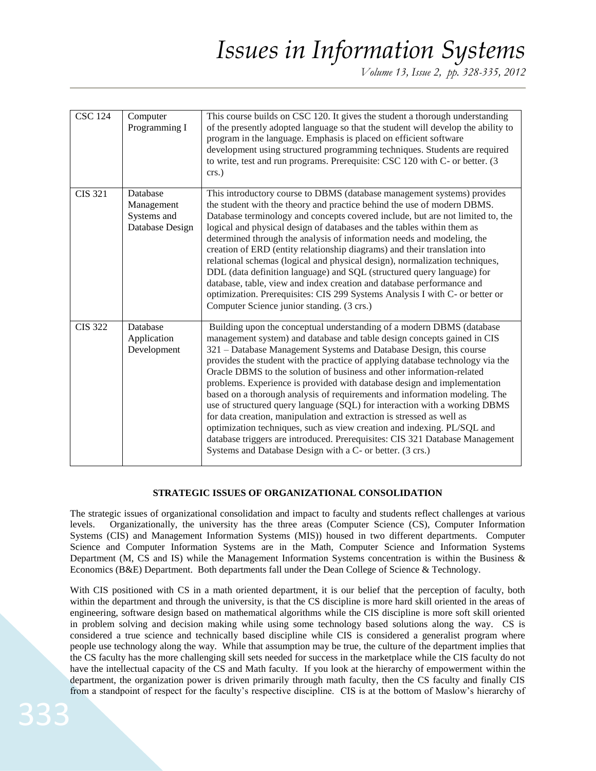| | | |
|---|---|---|
| CSC 124 | Computer Programming I | This course builds on CSC 120. It gives the student a thorough understanding of the presently adopted language so that the student will develop the ability to program in the language. Emphasis is placed on efficient software development using structured programming techniques. Students are required to write, test and run programs. Prerequisite: CSC 120 with C- or better. (3 crs.) |
| CIS 321 | Database Management Systems and Database Design | This introductory course to DBMS (database management systems) provides the student with the theory and practice behind the use of modern DBMS. Database terminology and concepts covered include, but are not limited to, the logical and physical design of databases and the tables within them as determined through the analysis of information needs and modeling, the creation of ERD (entity relationship diagrams) and their translation into relational schemas (logical and physical design), normalization techniques, DDL (data definition language) and SQL (structured query language) for database, table, view and index creation and database performance and optimization. Prerequisites: CIS 299 Systems Analysis I with C- or better or Computer Science junior standing. (3 crs.) |
| CIS 322 | Database Application Development | Building upon the conceptual understanding of a modern DBMS (database management system) and database and table design concepts gained in CIS 321 – Database Management Systems and Database Design, this course provides the student with the practice of applying database technology via the Oracle DBMS to the solution of business and other information-related problems. Experience is provided with database design and implementation based on a thorough analysis of requirements and information modeling. The use of structured query language (SQL) for interaction with a working DBMS for data creation, manipulation and extraction is stressed as well as optimization techniques, such as view creation and indexing. PL/SQL and database triggers are introduced. Prerequisites: CIS 321 Database Management Systems and Database Design with a C- or better. (3 crs.) |

## STRATEGIC ISSUES OF ORGANIZATIONAL CONSOLIDATION

The strategic issues of organizational consolidation and impact to faculty and students reflect challenges at various levels. Organizationally, the university has the three areas (Computer Science (CS), Computer Information Systems (CIS) and Management Information Systems (MIS)) housed in two different departments. Computer Science and Computer Information Systems are in the Math, Computer Science and Information Systems Department (M, CS and IS) while the Management Information Systems concentration is within the Business & Economics (B&E) Department. Both departments fall under the Dean College of Science & Technology.

With CIS positioned with CS in a math oriented department, it is our belief that the perception of faculty, both within the department and through the university, is that the CS discipline is more hard skill oriented in the areas of engineering, software design based on mathematical algorithms while the CIS discipline is more soft skill oriented in problem solving and decision making while using some technology based solutions along the way. CS is considered a true science and technically based discipline while CIS is considered a generalist program where people use technology along the way. While that assumption may be true, the culture of the department implies that the CS faculty has the more challenging skill sets needed for success in the marketplace while the CIS faculty do not have the intellectual capacity of the CS and Math faculty. If you look at the hierarchy of empowerment within the department, the organization power is driven primarily through math faculty, then the CS faculty and finally CIS from a standpoint of respect for the faculty's respective discipline. CIS is at the bottom of Maslow's hierarchy of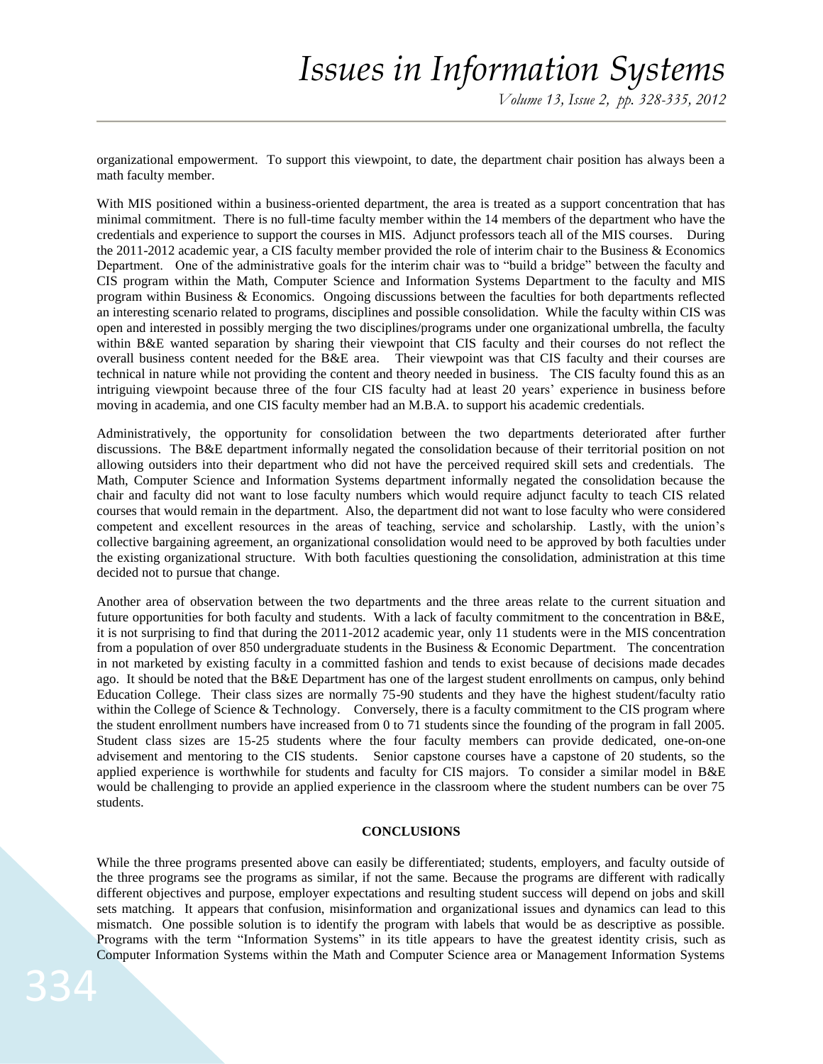organizational empowerment. To support this viewpoint, to date, the department chair position has always been a math faculty member.

With MIS positioned within a business-oriented department, the area is treated as a support concentration that has minimal commitment. There is no full-time faculty member within the 14 members of the department who have the credentials and experience to support the courses in MIS. Adjunct professors teach all of the MIS courses. During the 2011-2012 academic year, a CIS faculty member provided the role of interim chair to the Business & Economics Department. One of the administrative goals for the interim chair was to "build a bridge" between the faculty and CIS program within the Math, Computer Science and Information Systems Department to the faculty and MIS program within Business & Economics. Ongoing discussions between the faculties for both departments reflected an interesting scenario related to programs, disciplines and possible consolidation. While the faculty within CIS was open and interested in possibly merging the two disciplines/programs under one organizational umbrella, the faculty within B&E wanted separation by sharing their viewpoint that CIS faculty and their courses do not reflect the overall business content needed for the B&E area. Their viewpoint was that CIS faculty and their courses are technical in nature while not providing the content and theory needed in business. The CIS faculty found this as an intriguing viewpoint because three of the four CIS faculty had at least 20 years' experience in business before moving in academia, and one CIS faculty member had an M.B.A. to support his academic credentials.

Administratively, the opportunity for consolidation between the two departments deteriorated after further discussions. The B&E department informally negated the consolidation because of their territorial position on not allowing outsiders into their department who did not have the perceived required skill sets and credentials. The Math, Computer Science and Information Systems department informally negated the consolidation because the chair and faculty did not want to lose faculty numbers which would require adjunct faculty to teach CIS related courses that would remain in the department. Also, the department did not want to lose faculty who were considered competent and excellent resources in the areas of teaching, service and scholarship. Lastly, with the union's collective bargaining agreement, an organizational consolidation would need to be approved by both faculties under the existing organizational structure. With both faculties questioning the consolidation, administration at this time decided not to pursue that change.

Another area of observation between the two departments and the three areas relate to the current situation and future opportunities for both faculty and students. With a lack of faculty commitment to the concentration in B&E, it is not surprising to find that during the 2011-2012 academic year, only 11 students were in the MIS concentration from a population of over 850 undergraduate students in the Business & Economic Department. The concentration in not marketed by existing faculty in a committed fashion and tends to exist because of decisions made decades ago. It should be noted that the B&E Department has one of the largest student enrollments on campus, only behind Education College. Their class sizes are normally 75-90 students and they have the highest student/faculty ratio within the College of Science & Technology. Conversely, there is a faculty commitment to the CIS program where the student enrollment numbers have increased from 0 to 71 students since the founding of the program in fall 2005. Student class sizes are 15-25 students where the four faculty members can provide dedicated, one-on-one advisement and mentoring to the CIS students. Senior capstone courses have a capstone of 20 students, so the applied experience is worthwhile for students and faculty for CIS majors. To consider a similar model in B&E would be challenging to provide an applied experience in the classroom where the student numbers can be over 75 students.

## CONCLUSIONS

While the three programs presented above can easily be differentiated; students, employers, and faculty outside of the three programs see the programs as similar, if not the same. Because the programs are different with radically different objectives and purpose, employer expectations and resulting student success will depend on jobs and skill sets matching. It appears that confusion, misinformation and organizational issues and dynamics can lead to this mismatch. One possible solution is to identify the program with labels that would be as descriptive as possible. Programs with the term "Information Systems" in its title appears to have the greatest identity crisis, such as Computer Information Systems within the Math and Computer Science area or Management Information Systems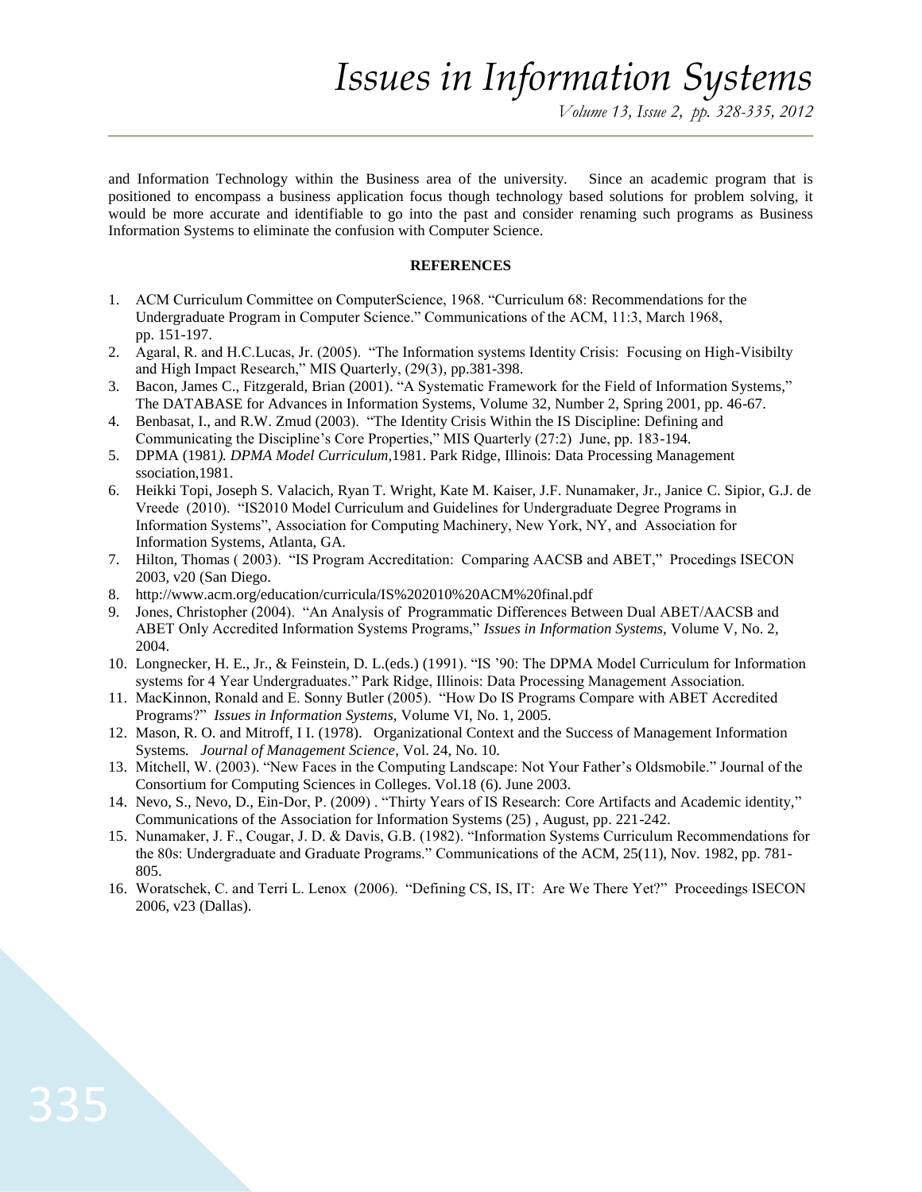and Information Technology within the Business area of the university. Since an academic program that is positioned to encompass a business application focus though technology based solutions for problem solving, it would be more accurate and identifiable to go into the past and consider renaming such programs as Business Information Systems to eliminate the confusion with Computer Science.

**REFERENCES**

1. ACM Curriculum Committee on ComputerScience, 1968. "Curriculum 68: Recommendations for the Undergraduate Program in Computer Science." Communications of the ACM, 11:3, March 1968, pp. 151-197.
2. Agaral, R. and H.C.Lucas, Jr. (2005). "The Information systems Identity Crisis: Focusing on High-Visibilty and High Impact Research," MIS Quarterly, (29(3), pp.381-398.
3. Bacon, James C., Fitzgerald, Brian (2001). "A Systematic Framework for the Field of Information Systems," The DATABASE for Advances in Information Systems, Volume 32, Number 2, Spring 2001, pp. 46-67.
4. Benbasat, I., and R.W. Zmud (2003). "The Identity Crisis Within the IS Discipline: Defining and Communicating the Discipline's Core Properties," MIS Quarterly (27:2) June, pp. 183-194.
5. DPMA (1981*). DPMA Model Curriculum,*1981. Park Ridge, Illinois: Data Processing Management ssociation,1981.
6. Heikki Topi, Joseph S. Valacich, Ryan T. Wright, Kate M. Kaiser, J.F. Nunamaker, Jr., Janice C. Sipior, G.J. de Vreede (2010). "IS2010 Model Curriculum and Guidelines for Undergraduate Degree Programs in Information Systems", Association for Computing Machinery, New York, NY, and Association for Information Systems, Atlanta, GA.
7. Hilton, Thomas ( 2003). "IS Program Accreditation: Comparing AACSB and ABET," Procedings ISECON 2003, v20 (San Diego.
8. http://www.acm.org/education/curricula/IS%202010%20ACM%20final.pdf
9. Jones, Christopher (2004). "An Analysis of Programmatic Differences Between Dual ABET/AACSB and ABET Only Accredited Information Systems Programs," *Issues in Information Systems,* Volume V, No. 2, 2004.
10. Longnecker, H. E., Jr., & Feinstein, D. L.(eds.) (1991). "IS '90: The DPMA Model Curriculum for Information systems for 4 Year Undergraduates." Park Ridge, Illinois: Data Processing Management Association.
11. MacKinnon, Ronald and E. Sonny Butler (2005). "How Do IS Programs Compare with ABET Accredited Programs?" *Issues in Information Systems,* Volume VI, No. 1, 2005.
12. Mason, R. O. and Mitroff, I I. (1978). Organizational Context and the Success of Management Information Systems*. Journal of Management Science*, Vol. 24, No. 10.
13. Mitchell, W. (2003). "New Faces in the Computing Landscape: Not Your Father's Oldsmobile." Journal of the Consortium for Computing Sciences in Colleges. Vol.18 (6). June 2003.
14. Nevo, S., Nevo, D., Ein-Dor, P. (2009) . "Thirty Years of IS Research: Core Artifacts and Academic identity," Communications of the Association for Information Systems (25) , August, pp. 221-242.
15. Nunamaker, J. F., Cougar, J. D. & Davis, G.B. (1982). "Information Systems Curriculum Recommendations for the 80s: Undergraduate and Graduate Programs." Communications of the ACM, 25(11), Nov. 1982, pp. 781-805.
16. Woratschek, C. and Terri L. Lenox (2006). "Defining CS, IS, IT: Are We There Yet?" Proceedings ISECON 2006, v23 (Dallas).